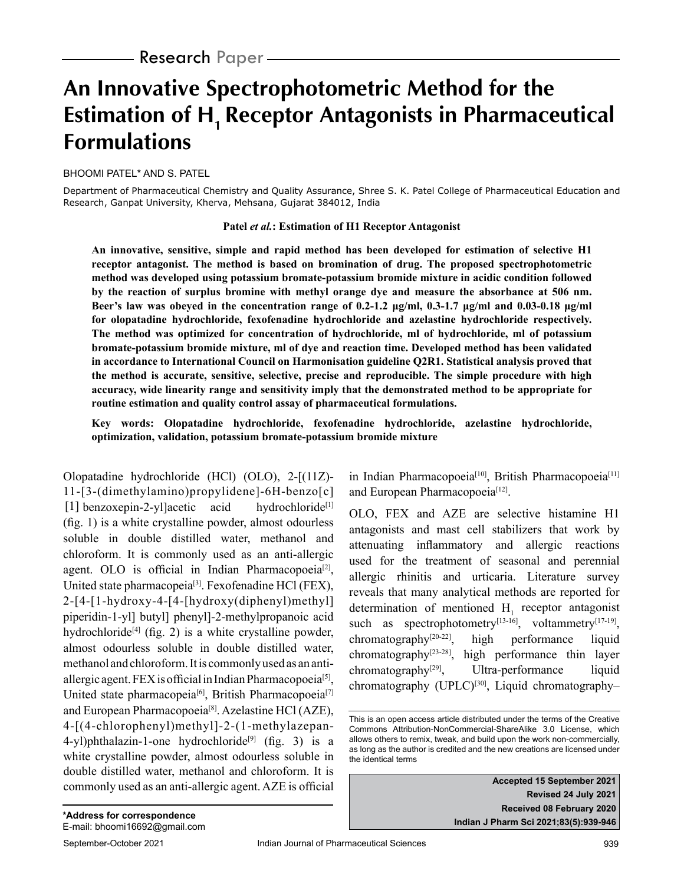Research Paper

# An Innovative Spectrophotometric Method for the Estimation of $H_1$ Receptor Antagonists in Pharmaceutical Formulations

BHOOMI PATEL* AND S. PATEL

Department of Pharmaceutical Chemistry and Quality Assurance, Shree S. K. Patel College of Pharmaceutical Education and Research, Ganpat University, Kherva, Mehsana, Gujarat 384012, India

**Patel *et al.*: Estimation of H1 Receptor Antagonist**

**An innovative, sensitive, simple and rapid method has been developed for estimation of selective H1 receptor antagonist. The method is based on bromination of drug. The proposed spectrophotometric method was developed using potassium bromate-potassium bromide mixture in acidic condition followed by the reaction of surplus bromine with methyl orange dye and measure the absorbance at 506 nm. Beer's law was obeyed in the concentration range of 0.2-1.2 µg/ml, 0.3-1.7 µg/ml and 0.03-0.18 µg/ml for olopatadine hydrochloride, fexofenadine hydrochloride and azelastine hydrochloride respectively. The method was optimized for concentration of hydrochloride, ml of hydrochloride, ml of potassium bromate-potassium bromide mixture, ml of dye and reaction time. Developed method has been validated in accordance to International Council on Harmonisation guideline Q2R1. Statistical analysis proved that the method is accurate, sensitive, selective, precise and reproducible. The simple procedure with high accuracy, wide linearity range and sensitivity imply that the demonstrated method to be appropriate for routine estimation and quality control assay of pharmaceutical formulations.**

**Key words: Olopatadine hydrochloride, fexofenadine hydrochloride, azelastine hydrochloride, optimization, validation, potassium bromate-potassium bromide mixture**

Olopatadine hydrochloride (HCl) (OLO), 2-[(11Z)-11-[3-(dimethylamino)propylidene]-6H-benzo[c][1] benzoxepin-2-yl]acetic acid hydrochloride[1] (fig. 1) is a white crystalline powder, almost odourless soluble in double distilled water, methanol and chloroform. It is commonly used as an anti-allergic agent. OLO is official in Indian Pharmacopoeia[2], United state pharmacopeia[3]. Fexofenadine HCl (FEX), 2-[4-[1-hydroxy-4-[4-[hydroxy(diphenyl)methyl] piperidin-1-yl] butyl] phenyl]-2-methylpropanoic acid hydrochloride[4] (fig. 2) is a white crystalline powder, almost odourless soluble in double distilled water, methanol and chloroform. It is commonly used as an anti-allergic agent. FEX is official in Indian Pharmacopoeia[5], United state pharmacopeia[6], British Pharmacopoeia[7] and European Pharmacopoeia[8]. Azelastine HCl (AZE), 4-[(4-chlorophenyl)methyl]-2-(1-methylazepan-4-yl)phthalazin-1-one hydrochloride[9] (fig. 3) is a white crystalline powder, almost odourless soluble in double distilled water, methanol and chloroform. It is commonly used as an anti-allergic agent. AZE is official in Indian Pharmacopoeia[10], British Pharmacopoeia[11] and European Pharmacopoeia[12].

OLO, FEX and AZE are selective histamine H1 antagonists and mast cell stabilizers that work by attenuating inflammatory and allergic reactions used for the treatment of seasonal and perennial allergic rhinitis and urticaria. Literature survey reveals that many analytical methods are reported for determination of mentioned $H_1$ receptor antagonist such as spectrophotometry[13-16], voltammetry[17-19], chromatography[20-22], high performance liquid chromatography[23-28], high performance thin layer chromatography[29], Ultra-performance liquid chromatography (UPLC)[30], Liquid chromatography–

This is an open access article distributed under the terms of the Creative Commons Attribution-NonCommercial-ShareAlike 3.0 License, which allows others to remix, tweak, and build upon the work non-commercially, as long as the author is credited and the new creations are licensed under the identical terms

**Accepted 15 September 2021**
**Revised 24 July 2021**
**Received 08 February 2020**
**Indian J Pharm Sci 2021;83(5):939-946**

**\*Address for correspondence**
E-mail: bhoomi16692@gmail.com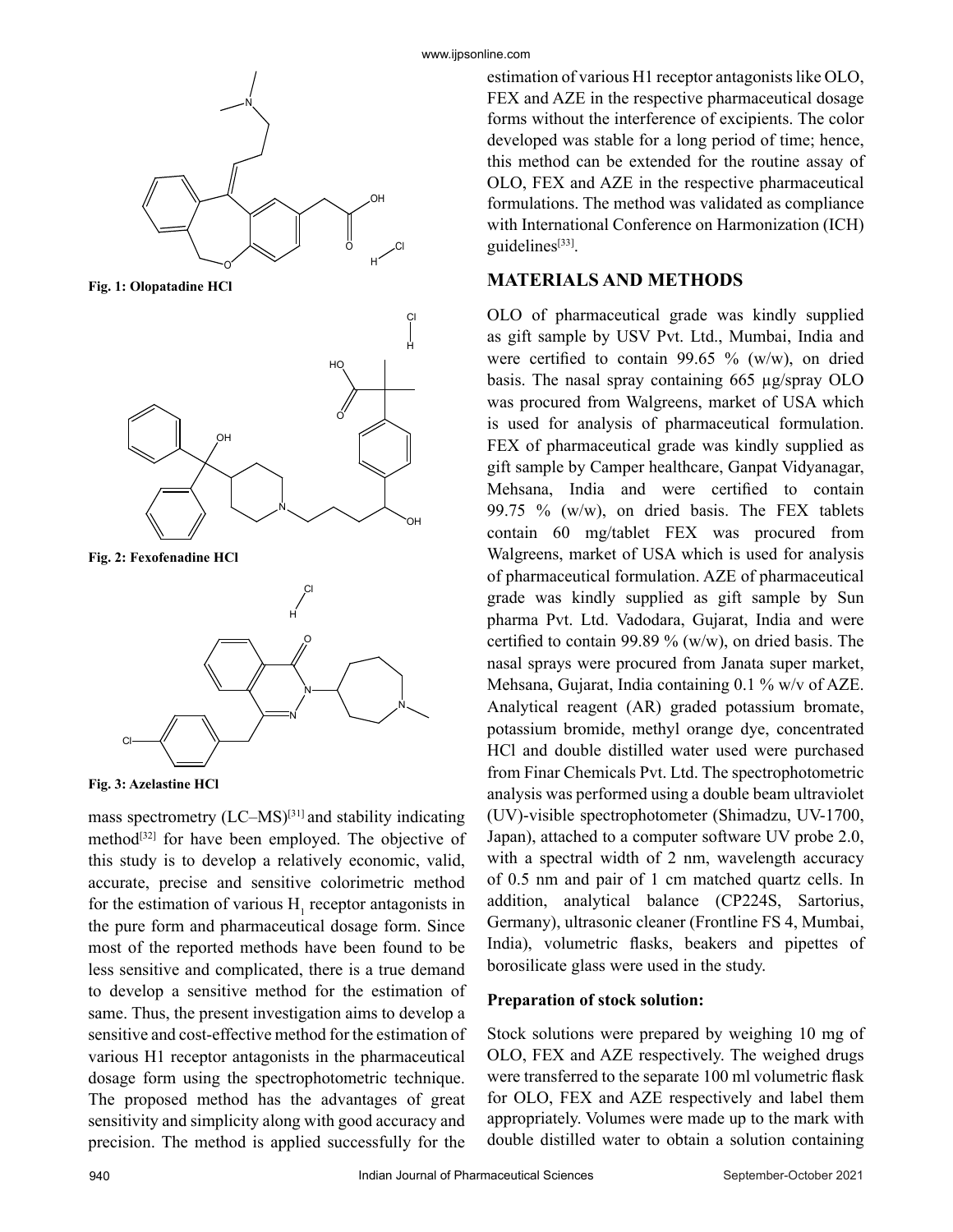Fig. 1: Olopatadine HCl

Fig. 2: Fexofenadine HCl

Fig. 3: Azelastine HCl

mass spectrometry (LC–MS)[31] and stability indicating method[32] for have been employed. The objective of this study is to develop a relatively economic, valid, accurate, precise and sensitive colorimetric method for the estimation of various $H_1$ receptor antagonists in the pure form and pharmaceutical dosage form. Since most of the reported methods have been found to be less sensitive and complicated, there is a true demand to develop a sensitive method for the estimation of same. Thus, the present investigation aims to develop a sensitive and cost-effective method for the estimation of various H1 receptor antagonists in the pharmaceutical dosage form using the spectrophotometric technique. The proposed method has the advantages of great sensitivity and simplicity along with good accuracy and precision. The method is applied successfully for the estimation of various H1 receptor antagonists like OLO, FEX and AZE in the respective pharmaceutical dosage forms without the interference of excipients. The color developed was stable for a long period of time; hence, this method can be extended for the routine assay of OLO, FEX and AZE in the respective pharmaceutical formulations. The method was validated as compliance with International Conference on Harmonization (ICH) guidelines[33].

## MATERIALS AND METHODS

OLO of pharmaceutical grade was kindly supplied as gift sample by USV Pvt. Ltd., Mumbai, India and were certified to contain 99.65 % (w/w), on dried basis. The nasal spray containing 665 µg/spray OLO was procured from Walgreens, market of USA which is used for analysis of pharmaceutical formulation. FEX of pharmaceutical grade was kindly supplied as gift sample by Camper healthcare, Ganpat Vidyanagar, Mehsana, India and were certified to contain 99.75 % (w/w), on dried basis. The FEX tablets contain 60 mg/tablet FEX was procured from Walgreens, market of USA which is used for analysis of pharmaceutical formulation. AZE of pharmaceutical grade was kindly supplied as gift sample by Sun pharma Pvt. Ltd. Vadodara, Gujarat, India and were certified to contain 99.89 % (w/w), on dried basis. The nasal sprays were procured from Janata super market, Mehsana, Gujarat, India containing 0.1 % w/v of AZE. Analytical reagent (AR) graded potassium bromate, potassium bromide, methyl orange dye, concentrated HCl and double distilled water used were purchased from Finar Chemicals Pvt. Ltd. The spectrophotometric analysis was performed using a double beam ultraviolet (UV)-visible spectrophotometer (Shimadzu, UV-1700, Japan), attached to a computer software UV probe 2.0, with a spectral width of 2 nm, wavelength accuracy of 0.5 nm and pair of 1 cm matched quartz cells. In addition, analytical balance (CP224S, Sartorius, Germany), ultrasonic cleaner (Frontline FS 4, Mumbai, India), volumetric flasks, beakers and pipettes of borosilicate glass were used in the study.

### Preparation of stock solution:

Stock solutions were prepared by weighing 10 mg of OLO, FEX and AZE respectively. The weighed drugs were transferred to the separate 100 ml volumetric flask for OLO, FEX and AZE respectively and label them appropriately. Volumes were made up to the mark with double distilled water to obtain a solution containing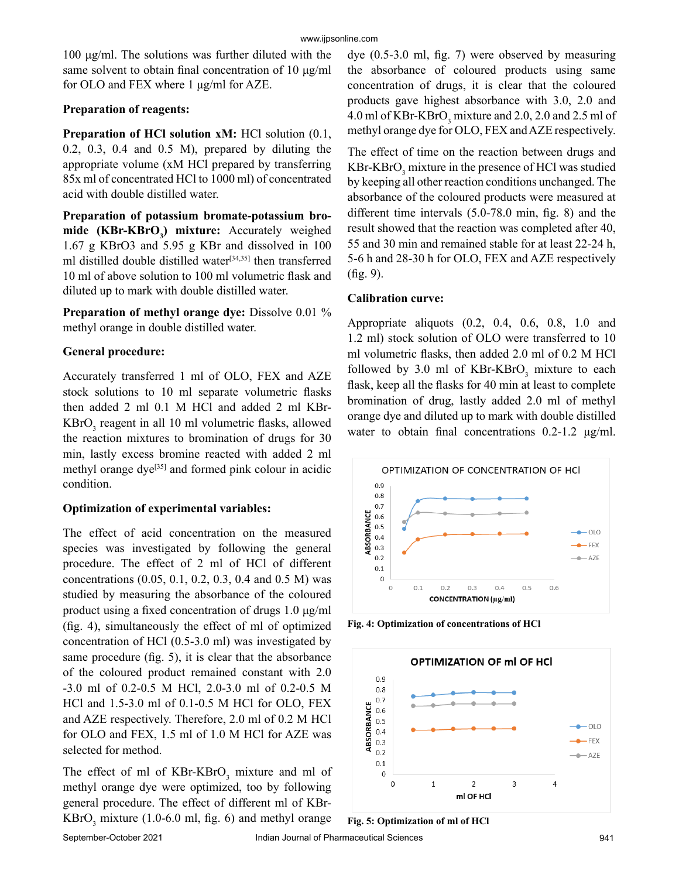100 µg/ml. The solutions was further diluted with the same solvent to obtain final concentration of 10 µg/ml for OLO and FEX where 1 µg/ml for AZE.

**Preparation of reagents:**

**Preparation of HCl solution xM:** HCl solution (0.1, 0.2, 0.3, 0.4 and 0.5 M), prepared by diluting the appropriate volume (xM HCl prepared by transferring 85x ml of concentrated HCl to 1000 ml) of concentrated acid with double distilled water.

**Preparation of potassium bromate-potassium bromide ($KBr-KBrO_3$) mixture:** Accurately weighed 1.67 g KBrO3 and 5.95 g KBr and dissolved in 100 ml distilled double distilled water[34,35] then transferred 10 ml of above solution to 100 ml volumetric flask and diluted up to mark with double distilled water.

**Preparation of methyl orange dye:** Dissolve 0.01 % methyl orange in double distilled water.

**General procedure:**

Accurately transferred 1 ml of OLO, FEX and AZE stock solutions to 10 ml separate volumetric flasks then added 2 ml 0.1 M HCl and added 2 ml $KBr-KBrO_3$ reagent in all 10 ml volumetric flasks, allowed the reaction mixtures to bromination of drugs for 30 min, lastly excess bromine reacted with added 2 ml methyl orange dye[35] and formed pink colour in acidic condition.

**Optimization of experimental variables:**

The effect of acid concentration on the measured species was investigated by following the general procedure. The effect of 2 ml of HCl of different concentrations (0.05, 0.1, 0.2, 0.3, 0.4 and 0.5 M) was studied by measuring the absorbance of the coloured product using a fixed concentration of drugs 1.0 µg/ml (fig. 4), simultaneously the effect of ml of optimized concentration of HCl (0.5-3.0 ml) was investigated by same procedure (fig. 5), it is clear that the absorbance of the coloured product remained constant with 2.0 -3.0 ml of 0.2-0.5 M HCl, 2.0-3.0 ml of 0.2-0.5 M HCl and 1.5-3.0 ml of 0.1-0.5 M HCl for OLO, FEX and AZE respectively. Therefore, 2.0 ml of 0.2 M HCl for OLO and FEX, 1.5 ml of 1.0 M HCl for AZE was selected for method.

The effect of ml of $KBr-KBrO_3$ mixture and ml of methyl orange dye were optimized, too by following general procedure. The effect of different ml of $KBr-KBrO_3$ mixture (1.0-6.0 ml, fig. 6) and methyl orange dye (0.5-3.0 ml, fig. 7) were observed by measuring the absorbance of coloured products using same concentration of drugs, it is clear that the coloured products gave highest absorbance with 3.0, 2.0 and 4.0 ml of $KBr-KBrO_3$ mixture and 2.0, 2.0 and 2.5 ml of methyl orange dye for OLO, FEX and AZE respectively.

The effect of time on the reaction between drugs and $KBr-KBrO_3$ mixture in the presence of HCl was studied by keeping all other reaction conditions unchanged. The absorbance of the coloured products were measured at different time intervals (5.0-78.0 min, fig. 8) and the result showed that the reaction was completed after 40, 55 and 30 min and remained stable for at least 22-24 h, 5-6 h and 28-30 h for OLO, FEX and AZE respectively (fig. 9).

**Calibration curve:**

Appropriate aliquots (0.2, 0.4, 0.6, 0.8, 1.0 and 1.2 ml) stock solution of OLO were transferred to 10 ml volumetric flasks, then added 2.0 ml of 0.2 M HCl followed by 3.0 ml of $KBr-KBrO_3$ mixture to each flask, keep all the flasks for 40 min at least to complete bromination of drug, lastly added 2.0 ml of methyl orange dye and diluted up to mark with double distilled water to obtain final concentrations 0.2-1.2 µg/ml.

Fig. 4: Optimization of concentrations of HCl

Fig. 5: Optimization of ml of HCl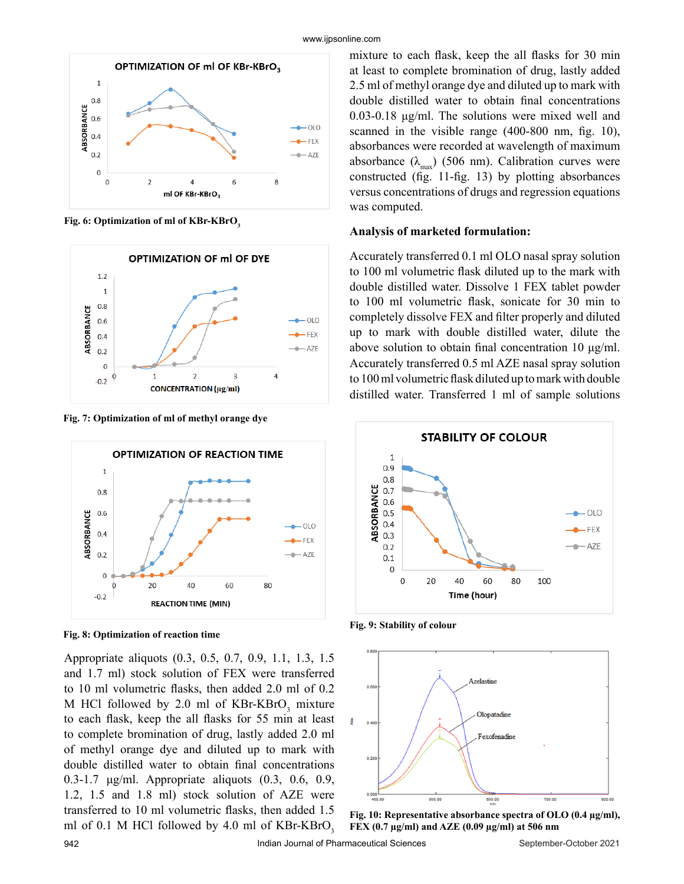Fig. 6: Optimization of ml of KBr-$KBrO_3$

Fig. 7: Optimization of ml of methyl orange dye

Fig. 8: Optimization of reaction time

Appropriate aliquots (0.3, 0.5, 0.7, 0.9, 1.1, 1.3, 1.5 and 1.7 ml) stock solution of FEX were transferred to 10 ml volumetric flasks, then added 2.0 ml of 0.2 M HCl followed by 2.0 ml of KBr-$KBrO_3$ mixture to each flask, keep the all flasks for 55 min at least to complete bromination of drug, lastly added 2.0 ml of methyl orange dye and diluted up to mark with double distilled water to obtain final concentrations 0.3-1.7 µg/ml. Appropriate aliquots (0.3, 0.6, 0.9, 1.2, 1.5 and 1.8 ml) stock solution of AZE were transferred to 10 ml volumetric flasks, then added 1.5 ml of 0.1 M HCl followed by 4.0 ml of KBr-$KBrO_3$ mixture to each flask, keep the all flasks for 30 min at least to complete bromination of drug, lastly added 2.5 ml of methyl orange dye and diluted up to mark with double distilled water to obtain final concentrations 0.03-0.18 µg/ml. The solutions were mixed well and scanned in the visible range (400-800 nm, fig. 10), absorbances were recorded at wavelength of maximum absorbance ($\lambda_{max}$) (506 nm). Calibration curves were constructed (fig. 11-fig. 13) by plotting absorbances versus concentrations of drugs and regression equations was computed.

## Analysis of marketed formulation:

Accurately transferred 0.1 ml OLO nasal spray solution to 100 ml volumetric flask diluted up to the mark with double distilled water. Dissolve 1 FEX tablet powder to 100 ml volumetric flask, sonicate for 30 min to completely dissolve FEX and filter properly and diluted up to mark with double distilled water, dilute the above solution to obtain final concentration 10 µg/ml. Accurately transferred 0.5 ml AZE nasal spray solution to 100 ml volumetric flask diluted up to mark with double distilled water. Transferred 1 ml of sample solutions

Fig. 9: Stability of colour

Fig. 10: Representative absorbance spectra of OLO (0.4 µg/ml), FEX (0.7 µg/ml) and AZE (0.09 µg/ml) at 506 nm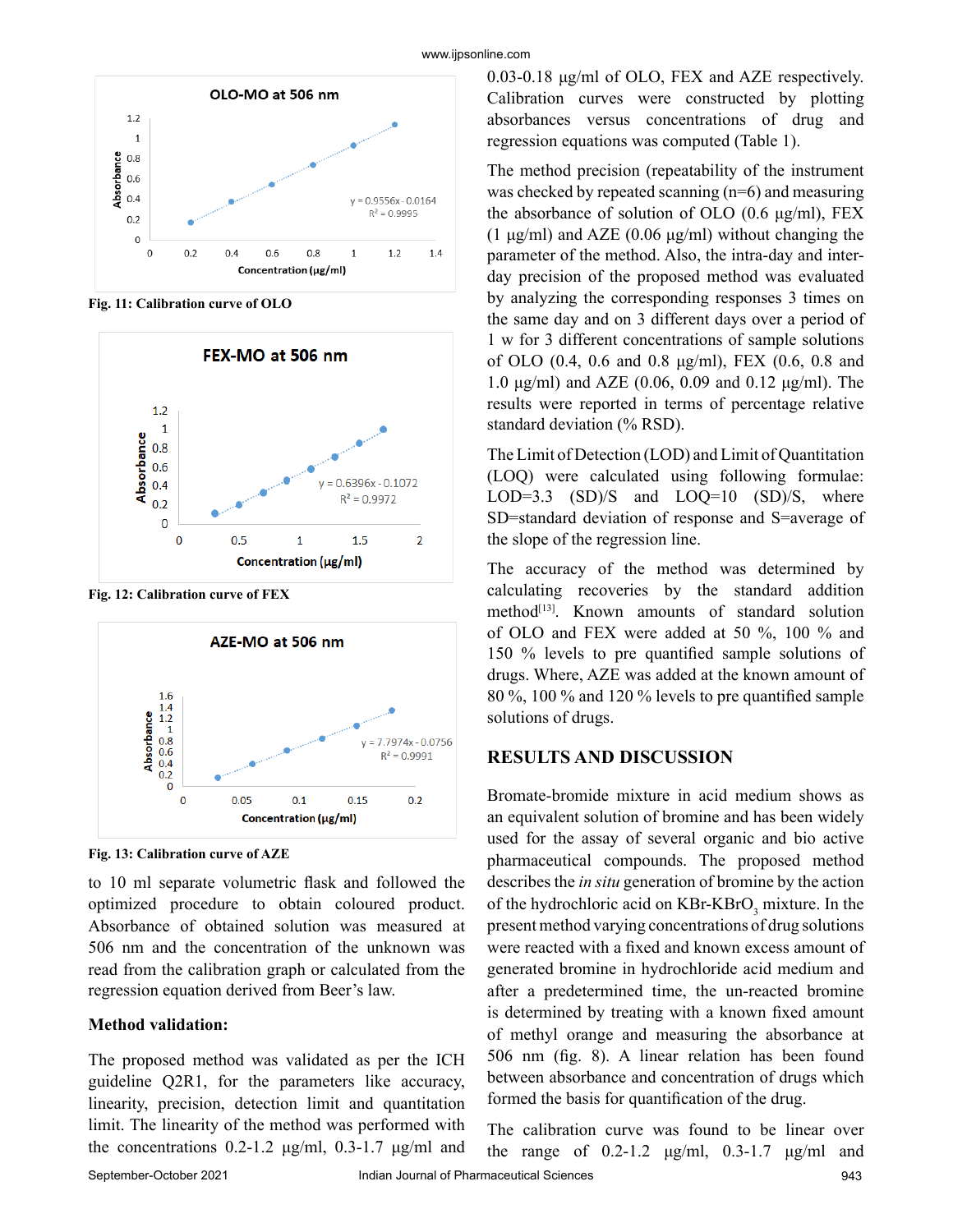Fig. 11: Calibration curve of OLO

Fig. 12: Calibration curve of FEX

Fig. 13: Calibration curve of AZE

to 10 ml separate volumetric flask and followed the optimized procedure to obtain coloured product. Absorbance of obtained solution was measured at 506 nm and the concentration of the unknown was read from the calibration graph or calculated from the regression equation derived from Beer's law.

### Method validation:

The proposed method was validated as per the ICH guideline Q2R1, for the parameters like accuracy, linearity, precision, detection limit and quantitation limit. The linearity of the method was performed with the concentrations 0.2-1.2 μg/ml, 0.3-1.7 μg/ml and 0.03-0.18 μg/ml of OLO, FEX and AZE respectively. Calibration curves were constructed by plotting absorbances versus concentrations of drug and regression equations was computed (Table 1).

The method precision (repeatability of the instrument was checked by repeated scanning (n=6) and measuring the absorbance of solution of OLO (0.6 μg/ml), FEX (1 μg/ml) and AZE (0.06 μg/ml) without changing the parameter of the method. Also, the intra-day and inter-day precision of the proposed method was evaluated by analyzing the corresponding responses 3 times on the same day and on 3 different days over a period of 1 w for 3 different concentrations of sample solutions of OLO (0.4, 0.6 and 0.8 μg/ml), FEX (0.6, 0.8 and 1.0 μg/ml) and AZE (0.06, 0.09 and 0.12 μg/ml). The results were reported in terms of percentage relative standard deviation (% RSD).

The Limit of Detection (LOD) and Limit of Quantitation (LOQ) were calculated using following formulae: LOD=3.3 (SD)/S and LOQ=10 (SD)/S, where SD=standard deviation of response and S=average of the slope of the regression line.

The accuracy of the method was determined by calculating recoveries by the standard addition method[13]. Known amounts of standard solution of OLO and FEX were added at 50 %, 100 % and 150 % levels to pre quantified sample solutions of drugs. Where, AZE was added at the known amount of 80 %, 100 % and 120 % levels to pre quantified sample solutions of drugs.

## RESULTS AND DISCUSSION

Bromate-bromide mixture in acid medium shows as an equivalent solution of bromine and has been widely used for the assay of several organic and bio active pharmaceutical compounds. The proposed method describes the *in situ* generation of bromine by the action of the hydrochloric acid on KBr-$KBrO_3$ mixture. In the present method varying concentrations of drug solutions were reacted with a fixed and known excess amount of generated bromine in hydrochloride acid medium and after a predetermined time, the un-reacted bromine is determined by treating with a known fixed amount of methyl orange and measuring the absorbance at 506 nm (fig. 8). A linear relation has been found between absorbance and concentration of drugs which formed the basis for quantification of the drug.

The calibration curve was found to be linear over the range of 0.2-1.2 μg/ml, 0.3-1.7 μg/ml and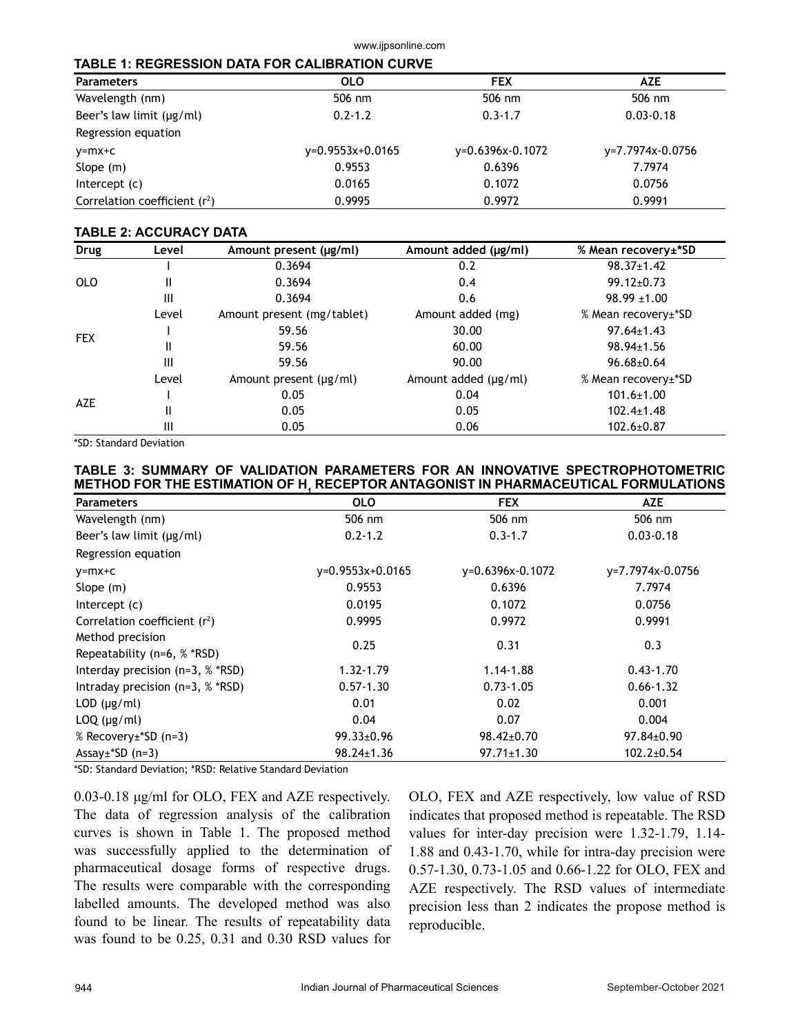**TABLE 1: REGRESSION DATA FOR CALIBRATION CURVE**

| Parameters | OLO | FEX | AZE |
|---|---|---|---|
| Wavelength (nm) | 506 nm | 506 nm | 506 nm |
| Beer's law limit (μg/ml) | 0.2-1.2 | 0.3-1.7 | 0.03-0.18 |
| Regression equation | | | |
| y=mx+c | y=0.9553x+0.0165 | y=0.6396x-0.1072 | y=7.7974x-0.0756 |
| Slope (m) | 0.9553 | 0.6396 | 7.7974 |
| Intercept (c) | 0.0165 | 0.1072 | 0.0756 |
| Correlation coefficient ($r^2$) | 0.9995 | 0.9972 | 0.9991 |

**TABLE 2: ACCURACY DATA**

| Drug | Level | Amount present (μg/ml) | Amount added (μg/ml) | % Mean recovery±*SD |
|---|---|---|---|---|
| OLO | I | 0.3694 | 0.2 | 98.37±1.42 |
| | II | 0.3694 | 0.4 | 99.12±0.73 |
| | III | 0.3694 | 0.6 | 98.99 ±1.00 |
| FEX | Level | Amount present (mg/tablet) | Amount added (mg) | % Mean recovery±*SD |
| | I | 59.56 | 30.00 | 97.64±1.43 |
| | II | 59.56 | 60.00 | 98.94±1.56 |
| | III | 59.56 | 90.00 | 96.68±0.64 |
| AZE | Level | Amount present (μg/ml) | Amount added (μg/ml) | % Mean recovery±*SD |
| | I | 0.05 | 0.04 | 101.6±1.00 |
| | II | 0.05 | 0.05 | 102.4±1.48 |
| | III | 0.05 | 0.06 | 102.6±0.87 |

*SD: Standard Deviation

**TABLE 3: SUMMARY OF VALIDATION PARAMETERS FOR AN INNOVATIVE SPECTROPHOTOMETRIC METHOD FOR THE ESTIMATION OF $H_1$ RECEPTOR ANTAGONIST IN PHARMACEUTICAL FORMULATIONS**

| Parameters | OLO | FEX | AZE |
|---|---|---|---|
| Wavelength (nm) | 506 nm | 506 nm | 506 nm |
| Beer's law limit (μg/ml) | 0.2-1.2 | 0.3-1.7 | 0.03-0.18 |
| Regression equation | | | |
| y=mx+c | y=0.9553x+0.0165 | y=0.6396x-0.1072 | y=7.7974x-0.0756 |
| Slope (m) | 0.9553 | 0.6396 | 7.7974 |
| Intercept (c) | 0.0195 | 0.1072 | 0.0756 |
| Correlation coefficient ($r^2$) | 0.9995 | 0.9972 | 0.9991 |
| Method precision Repeatability (n=6, % *RSD) | 0.25 | 0.31 | 0.3 |
| Interday precision (n=3, % *RSD) | 1.32-1.79 | 1.14-1.88 | 0.43-1.70 |
| Intraday precision (n=3, % *RSD) | 0.57-1.30 | 0.73-1.05 | 0.66-1.32 |
| LOD (μg/ml) | 0.01 | 0.02 | 0.001 |
| LOQ (μg/ml) | 0.04 | 0.07 | 0.004 |
| % Recovery±*SD (n=3) | 99.33±0.96 | 98.42±0.70 | 97.84±0.90 |
| Assay±*SD (n=3) | 98.24±1.36 | 97.71±1.30 | 102.2±0.54 |

*SD: Standard Deviation; *RSD: Relative Standard Deviation

0.03-0.18 μg/ml for OLO, FEX and AZE respectively. The data of regression analysis of the calibration curves is shown in Table 1. The proposed method was successfully applied to the determination of pharmaceutical dosage forms of respective drugs. The results were comparable with the corresponding labelled amounts. The developed method was also found to be linear. The results of repeatability data was found to be 0.25, 0.31 and 0.30 RSD values for OLO, FEX and AZE respectively, low value of RSD indicates that proposed method is repeatable. The RSD values for inter-day precision were 1.32-1.79, 1.14-1.88 and 0.43-1.70, while for intra-day precision were 0.57-1.30, 0.73-1.05 and 0.66-1.22 for OLO, FEX and AZE respectively. The RSD values of intermediate precision less than 2 indicates the propose method is reproducible.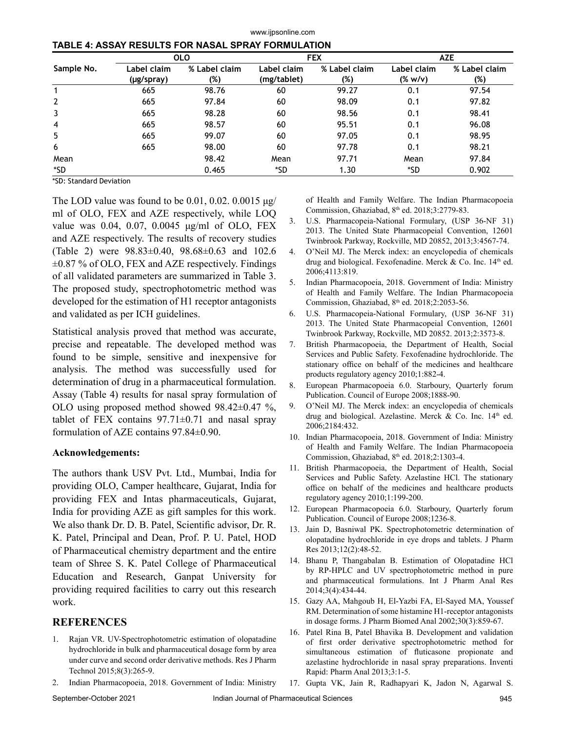**TABLE 4: ASSAY RESULTS FOR NASAL SPRAY FORMULATION**

| Sample No. | OLO | | FEX | | AZE | |
|---|---|---|---|---|---|---|
| | Label claim (μg/spray) | % Label claim (%) | Label claim (mg/tablet) | % Label claim (%) | Label claim (% w/v) | % Label claim (%) |
| 1 | 665 | 98.76 | 60 | 99.27 | 0.1 | 97.54 |
| 2 | 665 | 97.84 | 60 | 98.09 | 0.1 | 97.82 |
| 3 | 665 | 98.28 | 60 | 98.56 | 0.1 | 98.41 |
| 4 | 665 | 98.57 | 60 | 95.51 | 0.1 | 96.08 |
| 5 | 665 | 99.07 | 60 | 97.05 | 0.1 | 98.95 |
| 6 | 665 | 98.00 | 60 | 97.78 | 0.1 | 98.21 |
| Mean | | 98.42 | Mean | 97.71 | Mean | 97.84 |
| *SD | | 0.465 | *SD | 1.30 | *SD | 0.902 |

*SD: Standard Deviation

The LOD value was found to be 0.01, 0.02. 0.0015 μg/ml of OLO, FEX and AZE respectively, while LOQ value was 0.04, 0.07, 0.0045 μg/ml of OLO, FEX and AZE respectively. The results of recovery studies (Table 2) were 98.83±0.40, 98.68±0.63 and 102.6 ±0.87 % of OLO, FEX and AZE respectively. Findings of all validated parameters are summarized in Table 3. The proposed study, spectrophotometric method was developed for the estimation of H1 receptor antagonists and validated as per ICH guidelines.

Statistical analysis proved that method was accurate, precise and repeatable. The developed method was found to be simple, sensitive and inexpensive for analysis. The method was successfully used for determination of drug in a pharmaceutical formulation. Assay (Table 4) results for nasal spray formulation of OLO using proposed method showed 98.42±0.47 %, tablet of FEX contains 97.71±0.71 and nasal spray formulation of AZE contains 97.84±0.90.

### Acknowledgements:

The authors thank USV Pvt. Ltd., Mumbai, India for providing OLO, Camper healthcare, Gujarat, India for providing FEX and Intas pharmaceuticals, Gujarat, India for providing AZE as gift samples for this work. We also thank Dr. D. B. Patel, Scientific advisor, Dr. R. K. Patel, Principal and Dean, Prof. P. U. Patel, HOD of Pharmaceutical chemistry department and the entire team of Shree S. K. Patel College of Pharmaceutical Education and Research, Ganpat University for providing required facilities to carry out this research work.

## REFERENCES

1. Rajan VR. UV-Spectrophotometric estimation of olopatadine hydrochloride in bulk and pharmaceutical dosage form by area under curve and second order derivative methods. Res J Pharm Technol 2015;8(3):265-9.
2. Indian Pharmacopoeia, 2018. Government of India: Ministry of Health and Family Welfare. The Indian Pharmacopoeia Commission, Ghaziabad, 8th ed. 2018;3:2779-83.
3. U.S. Pharmacopeia-National Formulary, (USP 36-NF 31) 2013. The United State Pharmacopeial Convention, 12601 Twinbrook Parkway, Rockville, MD 20852, 2013;3:4567-74.
4. O'Neil MJ. The Merck index: an encyclopedia of chemicals drug and biological. Fexofenadine. Merck & Co. Inc. 14th ed. 2006;4113:819.
5. Indian Pharmacopoeia, 2018. Government of India: Ministry of Health and Family Welfare. The Indian Pharmacopoeia Commission, Ghaziabad, 8th ed. 2018;2:2053-56.
6. U.S. Pharmacopeia-National Formulary, (USP 36-NF 31) 2013. The United State Pharmacopeial Convention, 12601 Twinbrook Parkway, Rockville, MD 20852. 2013;2:3573-8.
7. British Pharmacopoeia, the Department of Health, Social Services and Public Safety. Fexofenadine hydrochloride. The stationary office on behalf of the medicines and healthcare products regulatory agency 2010;1:882-4.
8. European Pharmacopoeia 6.0. Starboury, Quarterly forum Publication. Council of Europe 2008;1888-90.
9. O'Neil MJ. The Merck index: an encyclopedia of chemicals drug and biological. Azelastine. Merck & Co. Inc. 14th ed. 2006;2184:432.
10. Indian Pharmacopoeia, 2018. Government of India: Ministry of Health and Family Welfare. The Indian Pharmacopoeia Commission, Ghaziabad, 8th ed. 2018;2:1303-4.
11. British Pharmacopoeia, the Department of Health, Social Services and Public Safety. Azelastine HCl. The stationary office on behalf of the medicines and healthcare products regulatory agency 2010;1:199-200.
12. European Pharmacopoeia 6.0. Starboury, Quarterly forum Publication. Council of Europe 2008;1236-8.
13. Jain D, Basniwal PK. Spectrophotometric determination of olopatadine hydrochloride in eye drops and tablets. J Pharm Res 2013;12(2):48-52.
14. Bhanu P, Thangabalan B. Estimation of Olopatadine HCl by RP-HPLC and UV spectrophotometric method in pure and pharmaceutical formulations. Int J Pharm Anal Res 2014;3(4):434-44.
15. Gazy AA, Mahgoub H, El-Yazbi FA, El-Sayed MA, Youssef RM. Determination of some histamine H1-receptor antagonists in dosage forms. J Pharm Biomed Anal 2002;30(3):859-67.
16. Patel Rina B, Patel Bhavika B. Development and validation of first order derivative spectrophotometric method for simultaneous estimation of fluticasone propionate and azelastine hydrochloride in nasal spray preparations. Inventi Rapid: Pharm Anal 2013;3:1-5.
17. Gupta VK, Jain R, Radhapyari K, Jadon N, Agarwal S.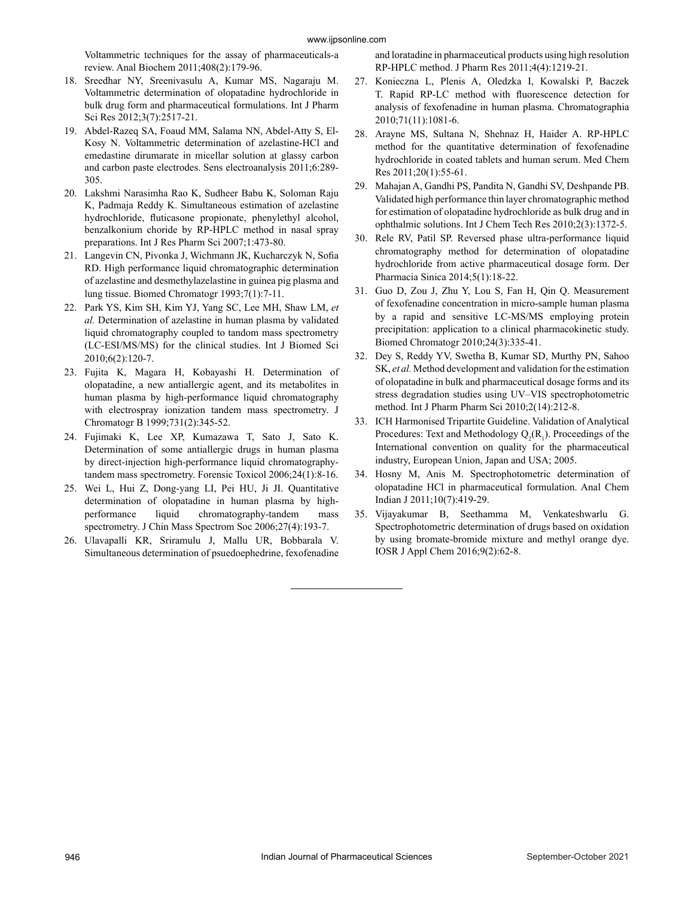Voltammetric techniques for the assay of pharmaceuticals-a review. Anal Biochem 2011;408(2):179-96.

18. Sreedhar NY, Sreenivasulu A, Kumar MS, Nagaraju M. Voltammetric determination of olopatadine hydrochloride in bulk drug form and pharmaceutical formulations. Int J Pharm Sci Res 2012;3(7):2517-21.
19. Abdel-Razeq SA, Foaud MM, Salama NN, Abdel-Atty S, El-Kosy N. Voltammetric determination of azelastine-HCl and emedastine dirumarate in micellar solution at glassy carbon and carbon paste electrodes. Sens electroanalysis 2011;6:289-305.
20. Lakshmi Narasimha Rao K, Sudheer Babu K, Soloman Raju K, Padmaja Reddy K. Simultaneous estimation of azelastine hydrochloride, fluticasone propionate, phenylethyl alcohol, benzalkonium choride by RP-HPLC method in nasal spray preparations. Int J Res Pharm Sci 2007;1:473-80.
21. Langevin CN, Pivonka J, Wichmann JK, Kucharczyk N, Sofia RD. High performance liquid chromatographic determination of azelastine and desmethylazelastine in guinea pig plasma and lung tissue. Biomed Chromatogr 1993;7(1):7-11.
22. Park YS, Kim SH, Kim YJ, Yang SC, Lee MH, Shaw LM, *et al.* Determination of azelastine in human plasma by validated liquid chromatography coupled to tandom mass spectrometry (LC-ESI/MS/MS) for the clinical studies. Int J Biomed Sci 2010;6(2):120-7.
23. Fujita K, Magara H, Kobayashi H. Determination of olopatadine, a new antiallergic agent, and its metabolites in human plasma by high-performance liquid chromatography with electrospray ionization tandem mass spectrometry. J Chromatogr B 1999;731(2):345-52.
24. Fujimaki K, Lee XP, Kumazawa T, Sato J, Sato K. Determination of some antiallergic drugs in human plasma by direct-injection high-performance liquid chromatography-tandem mass spectrometry. Forensic Toxicol 2006;24(1):8-16.
25. Wei L, Hui Z, Dong-yang LI, Pei HU, Ji JI. Quantitative determination of olopatadine in human plasma by high-performance liquid chromatography-tandem mass spectrometry. J Chin Mass Spectrom Soc 2006;27(4):193-7.
26. Ulavapalli KR, Sriramulu J, Mallu UR, Bobbarala V. Simultaneous determination of psuedoephedrine, fexofenadine and loratadine in pharmaceutical products using high resolution RP-HPLC method. J Pharm Res 2011;4(4):1219-21.
27. Konieczna L, Plenis A, Oledzka I, Kowalski P, Baczek T. Rapid RP-LC method with fluorescence detection for analysis of fexofenadine in human plasma. Chromatographia 2010;71(11):1081-6.
28. Arayne MS, Sultana N, Shehnaz H, Haider A. RP-HPLC method for the quantitative determination of fexofenadine hydrochloride in coated tablets and human serum. Med Chem Res 2011;20(1):55-61.
29. Mahajan A, Gandhi PS, Pandita N, Gandhi SV, Deshpande PB. Validated high performance thin layer chromatographic method for estimation of olopatadine hydrochloride as bulk drug and in ophthalmic solutions. Int J Chem Tech Res 2010;2(3):1372-5.
30. Rele RV, Patil SP. Reversed phase ultra-performance liquid chromatography method for determination of olopatadine hydrochloride from active pharmaceutical dosage form. Der Pharmacia Sinica 2014;5(1):18-22.
31. Guo D, Zou J, Zhu Y, Lou S, Fan H, Qin Q. Measurement of fexofenadine concentration in micro-sample human plasma by a rapid and sensitive LC-MS/MS employing protein precipitation: application to a clinical pharmacokinetic study. Biomed Chromatogr 2010;24(3):335-41.
32. Dey S, Reddy YV, Swetha B, Kumar SD, Murthy PN, Sahoo SK, *et al.* Method development and validation for the estimation of olopatadine in bulk and pharmaceutical dosage forms and its stress degradation studies using UV–VIS spectrophotometric method. Int J Pharm Pharm Sci 2010;2(14):212-8.
33. ICH Harmonised Tripartite Guideline. Validation of Analytical Procedures: Text and Methodology $Q_2(R_1)$. Proceedings of the International convention on quality for the pharmaceutical industry, European Union, Japan and USA; 2005.
34. Hosny M, Anis M. Spectrophotometric determination of olopatadine HCl in pharmaceutical formulation. Anal Chem Indian J 2011;10(7):419-29.
35. Vijayakumar B, Seethamma M, Venkateshwarlu G. Spectrophotometric determination of drugs based on oxidation by using bromate-bromide mixture and methyl orange dye. IOSR J Appl Chem 2016;9(2):62-8.